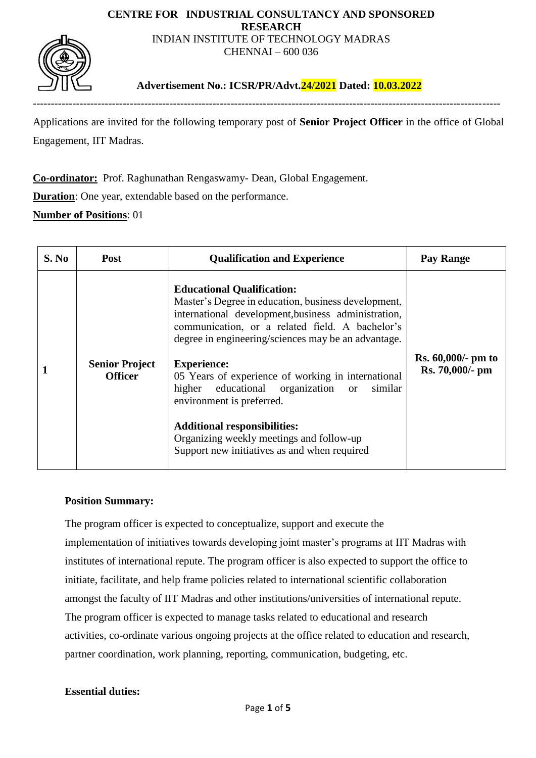**CENTRE FOR INDUSTRIAL CONSULTANCY AND SPONSORED RESEARCH**
INDIAN INSTITUTE OF TECHNOLOGY MADRAS
CHENNAI – 600 036

**Advertisement No.: ICSR/PR/Advt.24/2021 Dated: 10.03.2022**

---

Applications are invited for the following temporary post of **Senior Project Officer** in the office of Global Engagement, IIT Madras.

**Co-ordinator:** Prof. Raghunathan Rengaswamy- Dean, Global Engagement.

**Duration**: One year, extendable based on the performance.

**Number of Positions**: 01

| S. No | Post | Qualification and Experience | Pay Range |
|---|---|---|---|
| 1 | **Senior Project Officer** | **Educational Qualification:** Master's Degree in education, business development, international development,business administration, communication, or a related field. A bachelor's degree in engineering/sciences may be an advantage.<br><br>**Experience:** 05 Years of experience of working in international higher educational organization or similar environment is preferred.<br><br>**Additional responsibilities:** Organizing weekly meetings and follow-up Support new initiatives as and when required | **Rs. 60,000/- pm to Rs. 70,000/- pm** |

**Position Summary:**

The program officer is expected to conceptualize, support and execute the implementation of initiatives towards developing joint master's programs at IIT Madras with institutes of international repute. The program officer is also expected to support the office to initiate, facilitate, and help frame policies related to international scientific collaboration amongst the faculty of IIT Madras and other institutions/universities of international repute. The program officer is expected to manage tasks related to educational and research activities, co-ordinate various ongoing projects at the office related to education and research, partner coordination, work planning, reporting, communication, budgeting, etc.

**Essential duties:**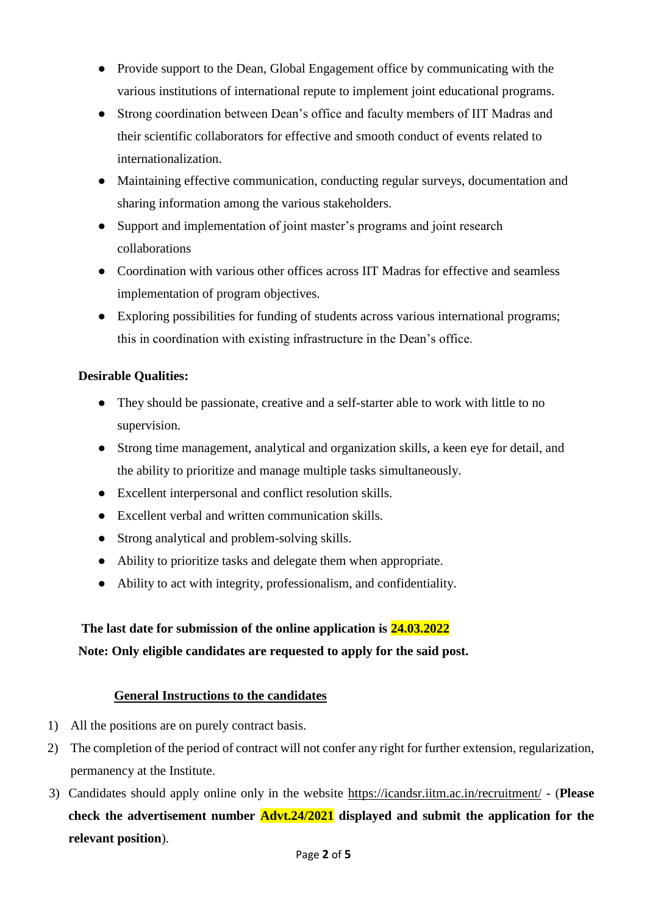- Provide support to the Dean, Global Engagement office by communicating with the various institutions of international repute to implement joint educational programs.
- Strong coordination between Dean's office and faculty members of IIT Madras and their scientific collaborators for effective and smooth conduct of events related to internationalization.
- Maintaining effective communication, conducting regular surveys, documentation and sharing information among the various stakeholders.
- Support and implementation of joint master's programs and joint research collaborations
- Coordination with various other offices across IIT Madras for effective and seamless implementation of program objectives.
- Exploring possibilities for funding of students across various international programs; this in coordination with existing infrastructure in the Dean's office.

**Desirable Qualities:**

- They should be passionate, creative and a self-starter able to work with little to no supervision.
- Strong time management, analytical and organization skills, a keen eye for detail, and the ability to prioritize and manage multiple tasks simultaneously.
- Excellent interpersonal and conflict resolution skills.
- Excellent verbal and written communication skills.
- Strong analytical and problem-solving skills.
- Ability to prioritize tasks and delegate them when appropriate.
- Ability to act with integrity, professionalism, and confidentiality.

**The last date for submission of the online application is 24.03.2022**

**Note: Only eligible candidates are requested to apply for the said post.**

**General Instructions to the candidates**

1) All the positions are on purely contract basis.
2) The completion of the period of contract will not confer any right for further extension, regularization, permanency at the Institute.
3) Candidates should apply online only in the website https://icandsr.iitm.ac.in/recruitment/ - (**Please check the advertisement number Advt.24/2021 displayed and submit the application for the relevant position**).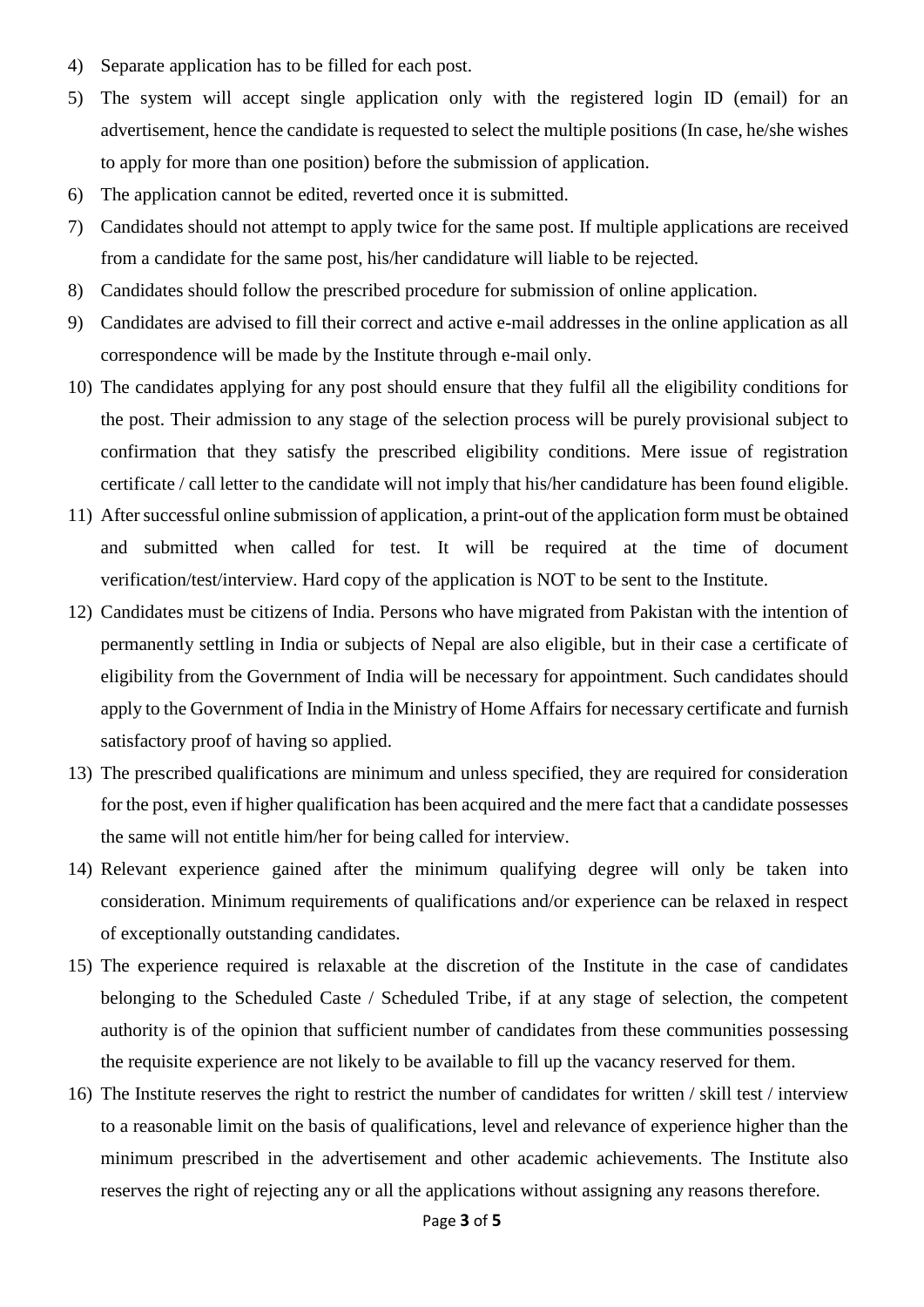4) Separate application has to be filled for each post.
5) The system will accept single application only with the registered login ID (email) for an advertisement, hence the candidate is requested to select the multiple positions (In case, he/she wishes to apply for more than one position) before the submission of application.
6) The application cannot be edited, reverted once it is submitted.
7) Candidates should not attempt to apply twice for the same post. If multiple applications are received from a candidate for the same post, his/her candidature will liable to be rejected.
8) Candidates should follow the prescribed procedure for submission of online application.
9) Candidates are advised to fill their correct and active e-mail addresses in the online application as all correspondence will be made by the Institute through e-mail only.
10) The candidates applying for any post should ensure that they fulfil all the eligibility conditions for the post. Their admission to any stage of the selection process will be purely provisional subject to confirmation that they satisfy the prescribed eligibility conditions. Mere issue of registration certificate / call letter to the candidate will not imply that his/her candidature has been found eligible.
11) After successful online submission of application, a print-out of the application form must be obtained and submitted when called for test. It will be required at the time of document verification/test/interview. Hard copy of the application is NOT to be sent to the Institute.
12) Candidates must be citizens of India. Persons who have migrated from Pakistan with the intention of permanently settling in India or subjects of Nepal are also eligible, but in their case a certificate of eligibility from the Government of India will be necessary for appointment. Such candidates should apply to the Government of India in the Ministry of Home Affairs for necessary certificate and furnish satisfactory proof of having so applied.
13) The prescribed qualifications are minimum and unless specified, they are required for consideration for the post, even if higher qualification has been acquired and the mere fact that a candidate possesses the same will not entitle him/her for being called for interview.
14) Relevant experience gained after the minimum qualifying degree will only be taken into consideration. Minimum requirements of qualifications and/or experience can be relaxed in respect of exceptionally outstanding candidates.
15) The experience required is relaxable at the discretion of the Institute in the case of candidates belonging to the Scheduled Caste / Scheduled Tribe, if at any stage of selection, the competent authority is of the opinion that sufficient number of candidates from these communities possessing the requisite experience are not likely to be available to fill up the vacancy reserved for them.
16) The Institute reserves the right to restrict the number of candidates for written / skill test / interview to a reasonable limit on the basis of qualifications, level and relevance of experience higher than the minimum prescribed in the advertisement and other academic achievements. The Institute also reserves the right of rejecting any or all the applications without assigning any reasons therefore.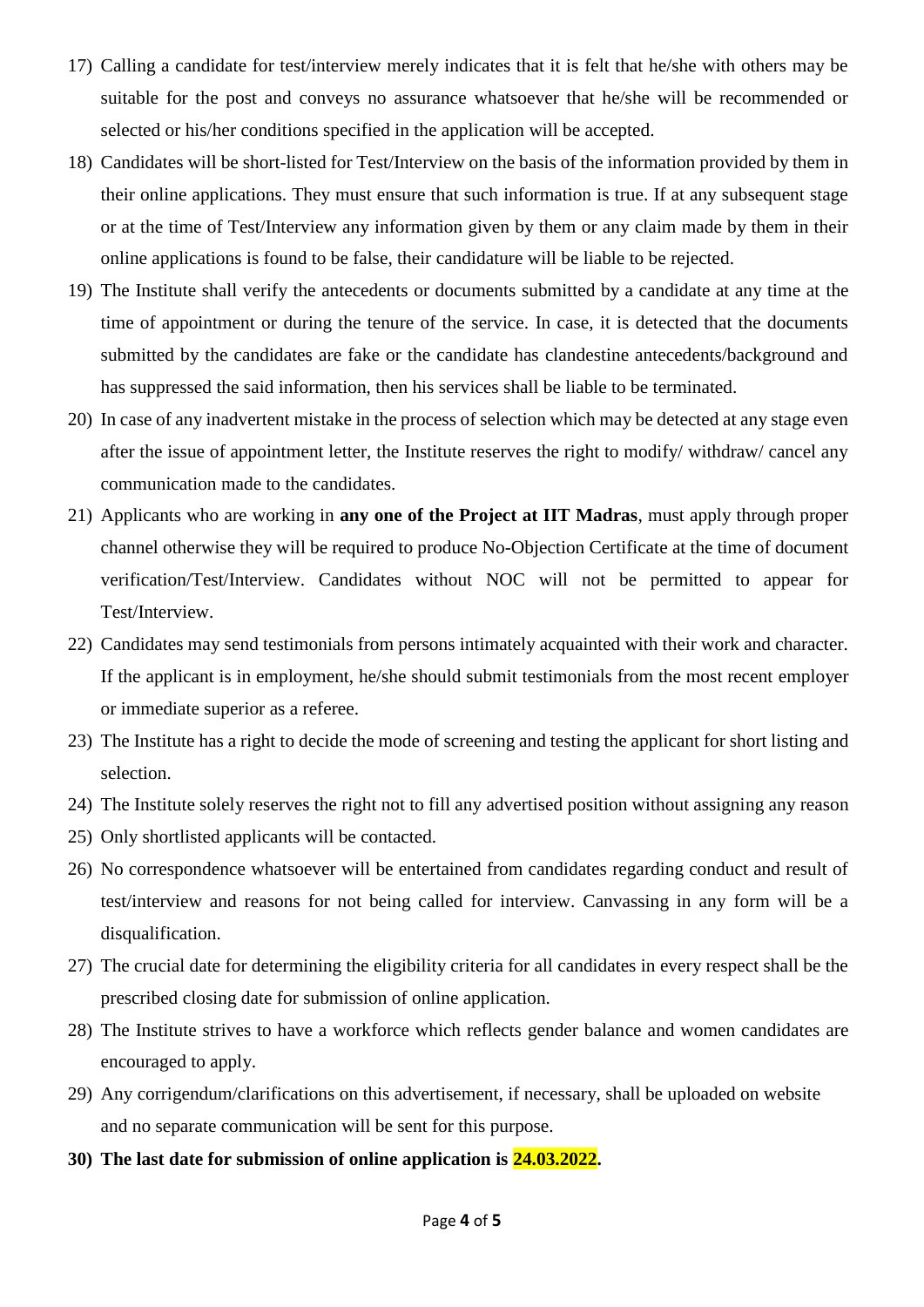17) Calling a candidate for test/interview merely indicates that it is felt that he/she with others may be suitable for the post and conveys no assurance whatsoever that he/she will be recommended or selected or his/her conditions specified in the application will be accepted.
18) Candidates will be short-listed for Test/Interview on the basis of the information provided by them in their online applications. They must ensure that such information is true. If at any subsequent stage or at the time of Test/Interview any information given by them or any claim made by them in their online applications is found to be false, their candidature will be liable to be rejected.
19) The Institute shall verify the antecedents or documents submitted by a candidate at any time at the time of appointment or during the tenure of the service. In case, it is detected that the documents submitted by the candidates are fake or the candidate has clandestine antecedents/background and has suppressed the said information, then his services shall be liable to be terminated.
20) In case of any inadvertent mistake in the process of selection which may be detected at any stage even after the issue of appointment letter, the Institute reserves the right to modify/ withdraw/ cancel any communication made to the candidates.
21) Applicants who are working in **any one of the Project at IIT Madras**, must apply through proper channel otherwise they will be required to produce No-Objection Certificate at the time of document verification/Test/Interview. Candidates without NOC will not be permitted to appear for Test/Interview.
22) Candidates may send testimonials from persons intimately acquainted with their work and character. If the applicant is in employment, he/she should submit testimonials from the most recent employer or immediate superior as a referee.
23) The Institute has a right to decide the mode of screening and testing the applicant for short listing and selection.
24) The Institute solely reserves the right not to fill any advertised position without assigning any reason
25) Only shortlisted applicants will be contacted.
26) No correspondence whatsoever will be entertained from candidates regarding conduct and result of test/interview and reasons for not being called for interview. Canvassing in any form will be a disqualification.
27) The crucial date for determining the eligibility criteria for all candidates in every respect shall be the prescribed closing date for submission of online application.
28) The Institute strives to have a workforce which reflects gender balance and women candidates are encouraged to apply.
29) Any corrigendum/clarifications on this advertisement, if necessary, shall be uploaded on website and no separate communication will be sent for this purpose.
30) **The last date for submission of online application is 24.03.2022.**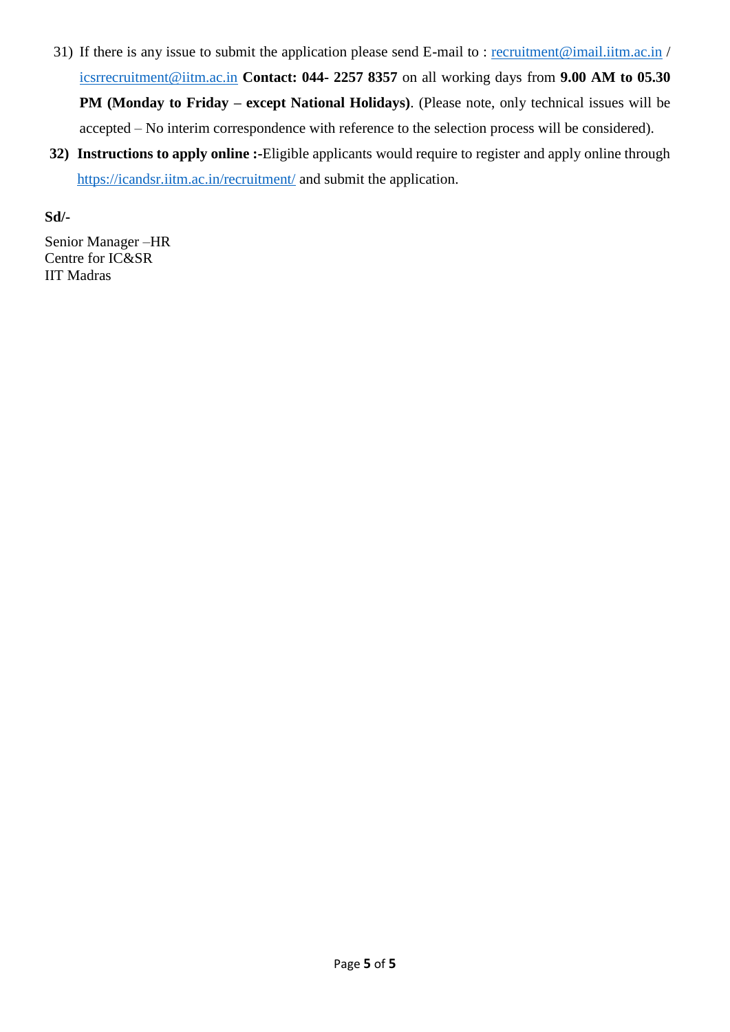31) If there is any issue to submit the application please send E-mail to : recruitment@imail.iitm.ac.in / icsrrecruitment@iitm.ac.in **Contact: 044- 2257 8357** on all working days from **9.00 AM to 05.30 PM (Monday to Friday – except National Holidays)**. (Please note, only technical issues will be accepted – No interim correspondence with reference to the selection process will be considered).

32) **Instructions to apply online :-**Eligible applicants would require to register and apply online through https://icandsr.iitm.ac.in/recruitment/ and submit the application.

**Sd/-**

Senior Manager –HR
Centre for IC&SR
IIT Madras